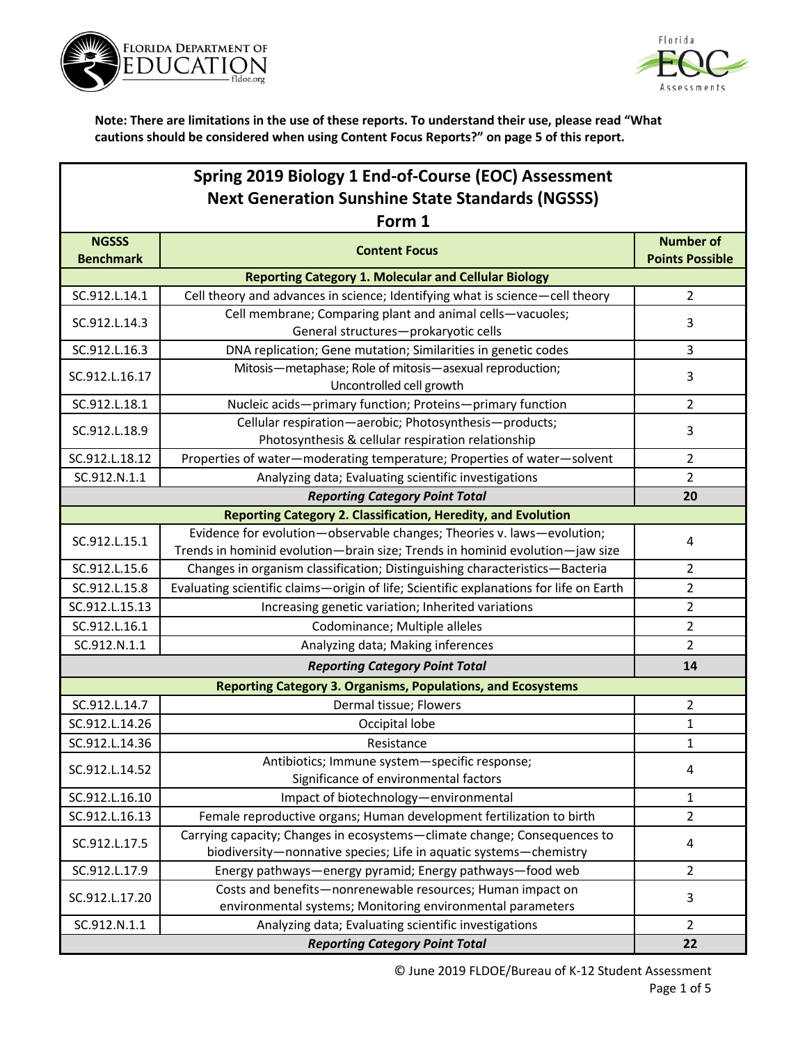**Note: There are limitations in the use of these reports. To understand their use, please read "What cautions should be considered when using Content Focus Reports?" on page 5 of this report.**

## Spring 2019 Biology 1 End-of-Course (EOC) Assessment
## Next Generation Sunshine State Standards (NGSSS)
## Form 1

| NGSSS Benchmark | Content Focus | Number of Points Possible |
|---|---|---|
| **Reporting Category 1. Molecular and Cellular Biology** | | |
| SC.912.L.14.1 | Cell theory and advances in science; Identifying what is science—cell theory | 2 |
| SC.912.L.14.3 | Cell membrane; Comparing plant and animal cells—vacuoles; General structures—prokaryotic cells | 3 |
| SC.912.L.16.3 | DNA replication; Gene mutation; Similarities in genetic codes | 3 |
| SC.912.L.16.17 | Mitosis—metaphase; Role of mitosis—asexual reproduction; Uncontrolled cell growth | 3 |
| SC.912.L.18.1 | Nucleic acids—primary function; Proteins—primary function | 2 |
| SC.912.L.18.9 | Cellular respiration—aerobic; Photosynthesis—products; Photosynthesis & cellular respiration relationship | 3 |
| SC.912.L.18.12 | Properties of water—moderating temperature; Properties of water—solvent | 2 |
| SC.912.N.1.1 | Analyzing data; Evaluating scientific investigations | 2 |
| ***Reporting Category Point Total*** | | **20** |
| **Reporting Category 2. Classification, Heredity, and Evolution** | | |
| SC.912.L.15.1 | Evidence for evolution—observable changes; Theories v. laws—evolution; Trends in hominid evolution—brain size; Trends in hominid evolution—jaw size | 4 |
| SC.912.L.15.6 | Changes in organism classification; Distinguishing characteristics—Bacteria | 2 |
| SC.912.L.15.8 | Evaluating scientific claims—origin of life; Scientific explanations for life on Earth | 2 |
| SC.912.L.15.13 | Increasing genetic variation; Inherited variations | 2 |
| SC.912.L.16.1 | Codominance; Multiple alleles | 2 |
| SC.912.N.1.1 | Analyzing data; Making inferences | 2 |
| ***Reporting Category Point Total*** | | **14** |
| **Reporting Category 3. Organisms, Populations, and Ecosystems** | | |
| SC.912.L.14.7 | Dermal tissue; Flowers | 2 |
| SC.912.L.14.26 | Occipital lobe | 1 |
| SC.912.L.14.36 | Resistance | 1 |
| SC.912.L.14.52 | Antibiotics; Immune system—specific response; Significance of environmental factors | 4 |
| SC.912.L.16.10 | Impact of biotechnology—environmental | 1 |
| SC.912.L.16.13 | Female reproductive organs; Human development fertilization to birth | 2 |
| SC.912.L.17.5 | Carrying capacity; Changes in ecosystems—climate change; Consequences to biodiversity—nonnative species; Life in aquatic systems—chemistry | 4 |
| SC.912.L.17.9 | Energy pathways—energy pyramid; Energy pathways—food web | 2 |
| SC.912.L.17.20 | Costs and benefits—nonrenewable resources; Human impact on environmental systems; Monitoring environmental parameters | 3 |
| SC.912.N.1.1 | Analyzing data; Evaluating scientific investigations | 2 |
| ***Reporting Category Point Total*** | | **22** |

© June 2019 FLDOE/Bureau of K-12 Student Assessment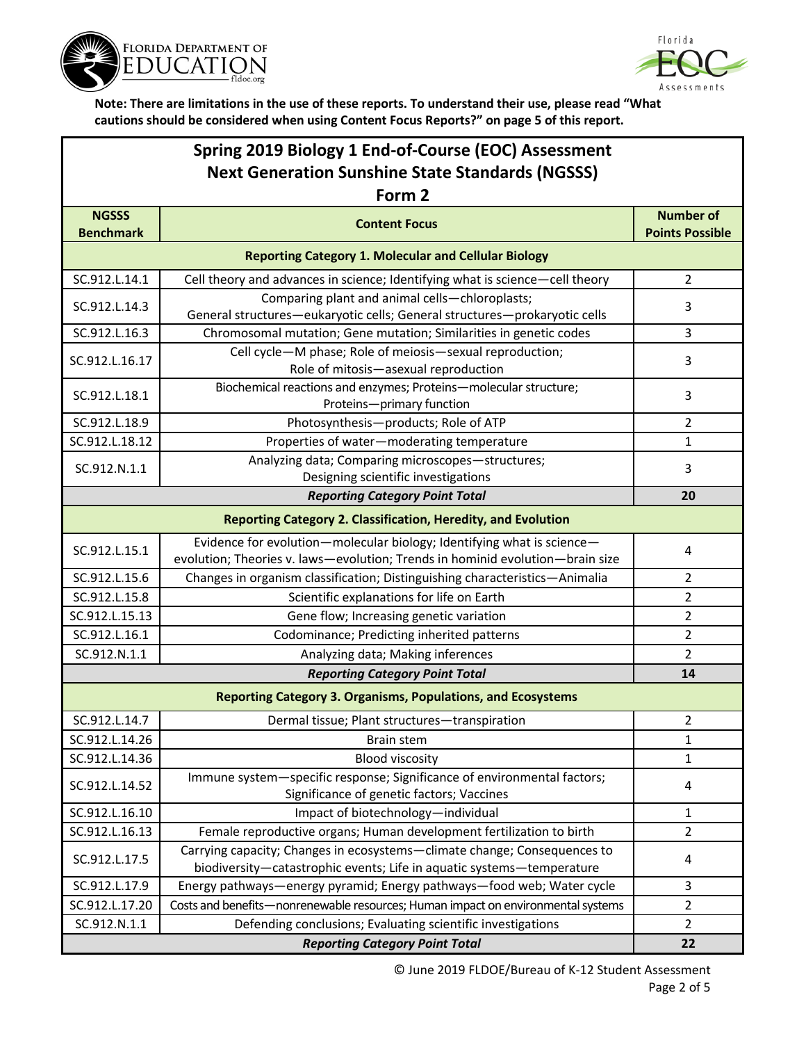**Note: There are limitations in the use of these reports. To understand their use, please read "What cautions should be considered when using Content Focus Reports?" on page 5 of this report.**

## Spring 2019 Biology 1 End-of-Course (EOC) Assessment
## Next Generation Sunshine State Standards (NGSSS)
## Form 2

| NGSSS Benchmark | Content Focus | Number of Points Possible |
|---|---|---|
| **Reporting Category 1. Molecular and Cellular Biology** | | |
| SC.912.L.14.1 | Cell theory and advances in science; Identifying what is science—cell theory | 2 |
| SC.912.L.14.3 | Comparing plant and animal cells—chloroplasts; General structures—eukaryotic cells; General structures—prokaryotic cells | 3 |
| SC.912.L.16.3 | Chromosomal mutation; Gene mutation; Similarities in genetic codes | 3 |
| SC.912.L.16.17 | Cell cycle—M phase; Role of meiosis—sexual reproduction; Role of mitosis—asexual reproduction | 3 |
| SC.912.L.18.1 | Biochemical reactions and enzymes; Proteins—molecular structure; Proteins—primary function | 3 |
| SC.912.L.18.9 | Photosynthesis—products; Role of ATP | 2 |
| SC.912.L.18.12 | Properties of water—moderating temperature | 1 |
| SC.912.N.1.1 | Analyzing data; Comparing microscopes—structures; Designing scientific investigations | 3 |
| ***Reporting Category Point Total*** | | **20** |
| **Reporting Category 2. Classification, Heredity, and Evolution** | | |
| SC.912.L.15.1 | Evidence for evolution—molecular biology; Identifying what is science—evolution; Theories v. laws—evolution; Trends in hominid evolution—brain size | 4 |
| SC.912.L.15.6 | Changes in organism classification; Distinguishing characteristics—Animalia | 2 |
| SC.912.L.15.8 | Scientific explanations for life on Earth | 2 |
| SC.912.L.15.13 | Gene flow; Increasing genetic variation | 2 |
| SC.912.L.16.1 | Codominance; Predicting inherited patterns | 2 |
| SC.912.N.1.1 | Analyzing data; Making inferences | 2 |
| ***Reporting Category Point Total*** | | **14** |
| **Reporting Category 3. Organisms, Populations, and Ecosystems** | | |
| SC.912.L.14.7 | Dermal tissue; Plant structures—transpiration | 2 |
| SC.912.L.14.26 | Brain stem | 1 |
| SC.912.L.14.36 | Blood viscosity | 1 |
| SC.912.L.14.52 | Immune system—specific response; Significance of environmental factors; Significance of genetic factors; Vaccines | 4 |
| SC.912.L.16.10 | Impact of biotechnology—individual | 1 |
| SC.912.L.16.13 | Female reproductive organs; Human development fertilization to birth | 2 |
| SC.912.L.17.5 | Carrying capacity; Changes in ecosystems—climate change; Consequences to biodiversity—catastrophic events; Life in aquatic systems—temperature | 4 |
| SC.912.L.17.9 | Energy pathways—energy pyramid; Energy pathways—food web; Water cycle | 3 |
| SC.912.L.17.20 | Costs and benefits—nonrenewable resources; Human impact on environmental systems | 2 |
| SC.912.N.1.1 | Defending conclusions; Evaluating scientific investigations | 2 |
| ***Reporting Category Point Total*** | | **22** |

© June 2019 FLDOE/Bureau of K-12 Student Assessment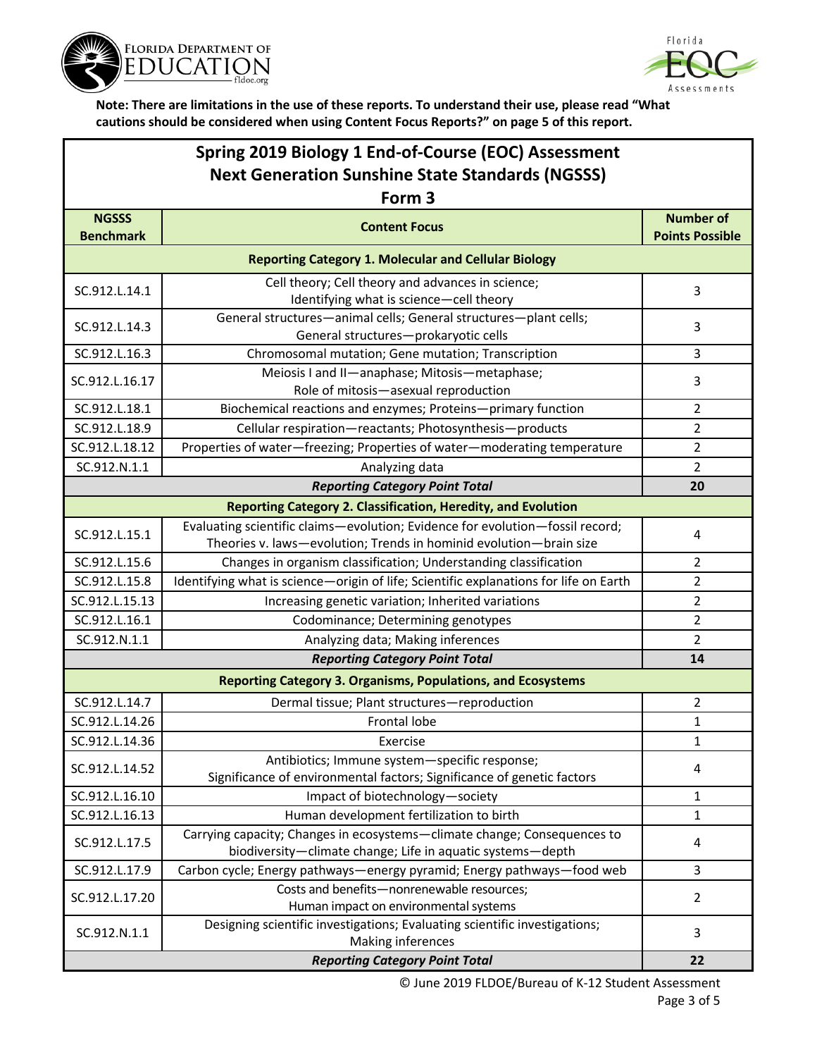**Note: There are limitations in the use of these reports. To understand their use, please read "What cautions should be considered when using Content Focus Reports?" on page 5 of this report.**

## Spring 2019 Biology 1 End-of-Course (EOC) Assessment
## Next Generation Sunshine State Standards (NGSSS)
## Form 3

| NGSSS Benchmark | Content Focus | Number of Points Possible |
|---|---|---|
| **Reporting Category 1. Molecular and Cellular Biology** | | |
| SC.912.L.14.1 | Cell theory; Cell theory and advances in science; Identifying what is science—cell theory | 3 |
| SC.912.L.14.3 | General structures—animal cells; General structures—plant cells; General structures—prokaryotic cells | 3 |
| SC.912.L.16.3 | Chromosomal mutation; Gene mutation; Transcription | 3 |
| SC.912.L.16.17 | Meiosis I and II—anaphase; Mitosis—metaphase; Role of mitosis—asexual reproduction | 3 |
| SC.912.L.18.1 | Biochemical reactions and enzymes; Proteins—primary function | 2 |
| SC.912.L.18.9 | Cellular respiration—reactants; Photosynthesis—products | 2 |
| SC.912.L.18.12 | Properties of water—freezing; Properties of water—moderating temperature | 2 |
| SC.912.N.1.1 | Analyzing data | 2 |
| | ***Reporting Category Point Total*** | **20** |
| **Reporting Category 2. Classification, Heredity, and Evolution** | | |
| SC.912.L.15.1 | Evaluating scientific claims—evolution; Evidence for evolution—fossil record; Theories v. laws—evolution; Trends in hominid evolution—brain size | 4 |
| SC.912.L.15.6 | Changes in organism classification; Understanding classification | 2 |
| SC.912.L.15.8 | Identifying what is science—origin of life; Scientific explanations for life on Earth | 2 |
| SC.912.L.15.13 | Increasing genetic variation; Inherited variations | 2 |
| SC.912.L.16.1 | Codominance; Determining genotypes | 2 |
| SC.912.N.1.1 | Analyzing data; Making inferences | 2 |
| | ***Reporting Category Point Total*** | **14** |
| **Reporting Category 3. Organisms, Populations, and Ecosystems** | | |
| SC.912.L.14.7 | Dermal tissue; Plant structures—reproduction | 2 |
| SC.912.L.14.26 | Frontal lobe | 1 |
| SC.912.L.14.36 | Exercise | 1 |
| SC.912.L.14.52 | Antibiotics; Immune system—specific response; Significance of environmental factors; Significance of genetic factors | 4 |
| SC.912.L.16.10 | Impact of biotechnology—society | 1 |
| SC.912.L.16.13 | Human development fertilization to birth | 1 |
| SC.912.L.17.5 | Carrying capacity; Changes in ecosystems—climate change; Consequences to biodiversity—climate change; Life in aquatic systems—depth | 4 |
| SC.912.L.17.9 | Carbon cycle; Energy pathways—energy pyramid; Energy pathways—food web | 3 |
| SC.912.L.17.20 | Costs and benefits—nonrenewable resources; Human impact on environmental systems | 2 |
| SC.912.N.1.1 | Designing scientific investigations; Evaluating scientific investigations; Making inferences | 3 |
| | ***Reporting Category Point Total*** | **22** |

© June 2019 FLDOE/Bureau of K-12 Student Assessment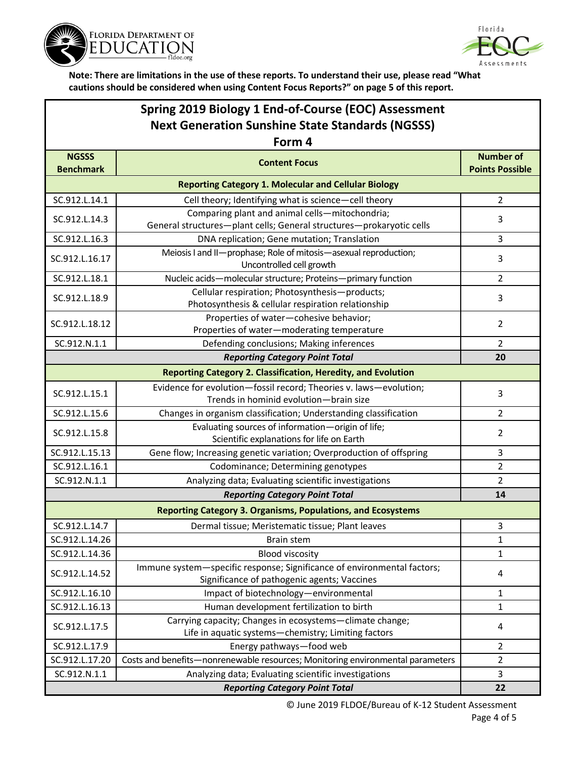**Note: There are limitations in the use of these reports. To understand their use, please read "What cautions should be considered when using Content Focus Reports?" on page 5 of this report.**

## Spring 2019 Biology 1 End-of-Course (EOC) Assessment
## Next Generation Sunshine State Standards (NGSSS)
## Form 4

| NGSSS Benchmark | Content Focus | Number of Points Possible |
|---|---|---|
| **Reporting Category 1. Molecular and Cellular Biology** | | |
| SC.912.L.14.1 | Cell theory; Identifying what is science—cell theory | 2 |
| SC.912.L.14.3 | Comparing plant and animal cells—mitochondria; General structures—plant cells; General structures—prokaryotic cells | 3 |
| SC.912.L.16.3 | DNA replication; Gene mutation; Translation | 3 |
| SC.912.L.16.17 | Meiosis I and II—prophase; Role of mitosis—asexual reproduction; Uncontrolled cell growth | 3 |
| SC.912.L.18.1 | Nucleic acids—molecular structure; Proteins—primary function | 2 |
| SC.912.L.18.9 | Cellular respiration; Photosynthesis—products; Photosynthesis & cellular respiration relationship | 3 |
| SC.912.L.18.12 | Properties of water—cohesive behavior; Properties of water—moderating temperature | 2 |
| SC.912.N.1.1 | Defending conclusions; Making inferences | 2 |
| | ***Reporting Category Point Total*** | **20** |
| **Reporting Category 2. Classification, Heredity, and Evolution** | | |
| SC.912.L.15.1 | Evidence for evolution—fossil record; Theories v. laws—evolution; Trends in hominid evolution—brain size | 3 |
| SC.912.L.15.6 | Changes in organism classification; Understanding classification | 2 |
| SC.912.L.15.8 | Evaluating sources of information—origin of life; Scientific explanations for life on Earth | 2 |
| SC.912.L.15.13 | Gene flow; Increasing genetic variation; Overproduction of offspring | 3 |
| SC.912.L.16.1 | Codominance; Determining genotypes | 2 |
| SC.912.N.1.1 | Analyzing data; Evaluating scientific investigations | 2 |
| | ***Reporting Category Point Total*** | **14** |
| **Reporting Category 3. Organisms, Populations, and Ecosystems** | | |
| SC.912.L.14.7 | Dermal tissue; Meristematic tissue; Plant leaves | 3 |
| SC.912.L.14.26 | Brain stem | 1 |
| SC.912.L.14.36 | Blood viscosity | 1 |
| SC.912.L.14.52 | Immune system—specific response; Significance of environmental factors; Significance of pathogenic agents; Vaccines | 4 |
| SC.912.L.16.10 | Impact of biotechnology—environmental | 1 |
| SC.912.L.16.13 | Human development fertilization to birth | 1 |
| SC.912.L.17.5 | Carrying capacity; Changes in ecosystems—climate change; Life in aquatic systems—chemistry; Limiting factors | 4 |
| SC.912.L.17.9 | Energy pathways—food web | 2 |
| SC.912.L.17.20 | Costs and benefits—nonrenewable resources; Monitoring environmental parameters | 2 |
| SC.912.N.1.1 | Analyzing data; Evaluating scientific investigations | 3 |
| | ***Reporting Category Point Total*** | **22** |

© June 2019 FLDOE/Bureau of K-12 Student Assessment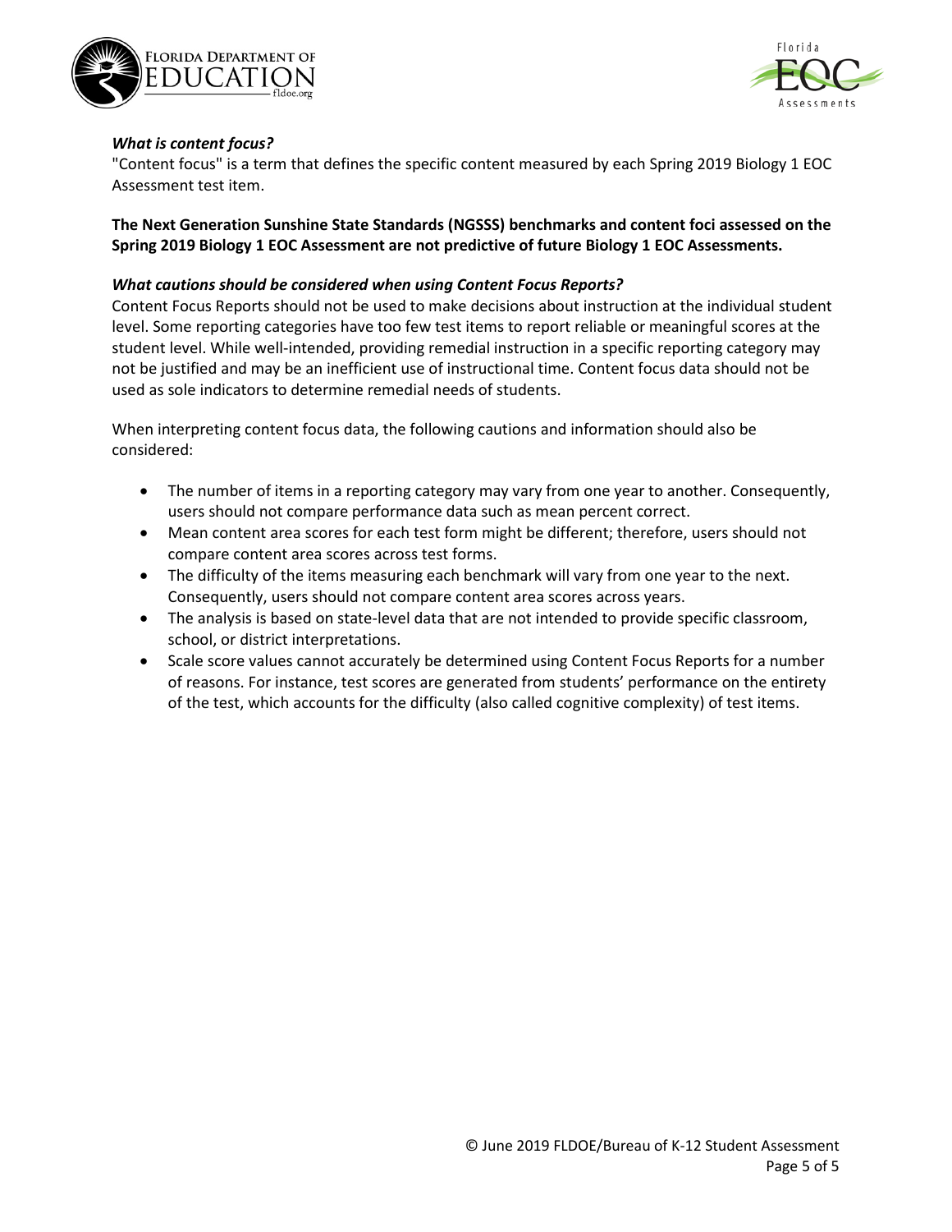***What is content focus?***

"Content focus" is a term that defines the specific content measured by each Spring 2019 Biology 1 EOC Assessment test item.

**The Next Generation Sunshine State Standards (NGSSS) benchmarks and content foci assessed on the Spring 2019 Biology 1 EOC Assessment are not predictive of future Biology 1 EOC Assessments.**

***What cautions should be considered when using Content Focus Reports?***

Content Focus Reports should not be used to make decisions about instruction at the individual student level. Some reporting categories have too few test items to report reliable or meaningful scores at the student level. While well-intended, providing remedial instruction in a specific reporting category may not be justified and may be an inefficient use of instructional time. Content focus data should not be used as sole indicators to determine remedial needs of students.

When interpreting content focus data, the following cautions and information should also be considered:

- The number of items in a reporting category may vary from one year to another. Consequently, users should not compare performance data such as mean percent correct.
- Mean content area scores for each test form might be different; therefore, users should not compare content area scores across test forms.
- The difficulty of the items measuring each benchmark will vary from one year to the next. Consequently, users should not compare content area scores across years.
- The analysis is based on state-level data that are not intended to provide specific classroom, school, or district interpretations.
- Scale score values cannot accurately be determined using Content Focus Reports for a number of reasons. For instance, test scores are generated from students' performance on the entirety of the test, which accounts for the difficulty (also called cognitive complexity) of test items.

© June 2019 FLDOE/Bureau of K-12 Student Assessment